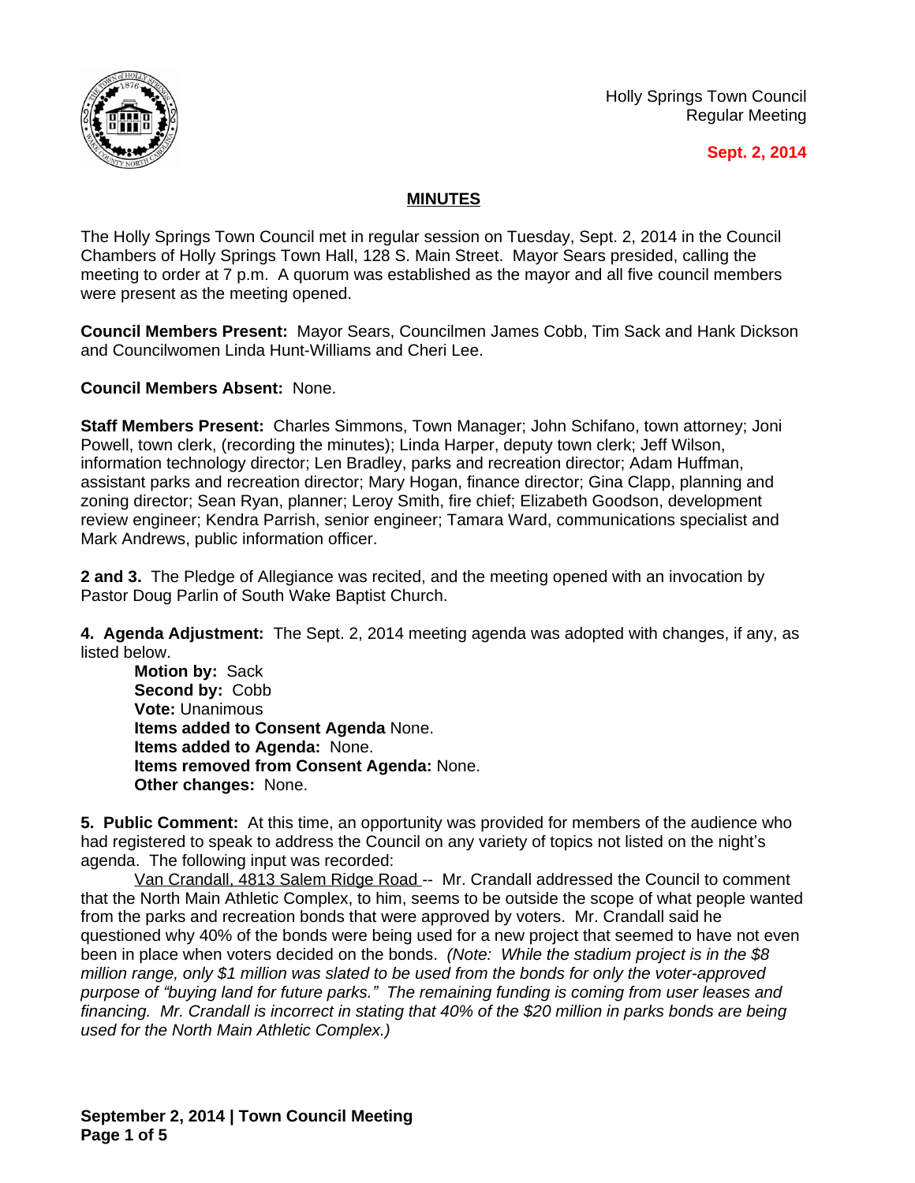Holly Springs Town Council
Regular Meeting

**Sept. 2, 2014**

## MINUTES

The Holly Springs Town Council met in regular session on Tuesday, Sept. 2, 2014 in the Council Chambers of Holly Springs Town Hall, 128 S. Main Street. Mayor Sears presided, calling the meeting to order at 7 p.m. A quorum was established as the mayor and all five council members were present as the meeting opened.

**Council Members Present:** Mayor Sears, Councilmen James Cobb, Tim Sack and Hank Dickson and Councilwomen Linda Hunt-Williams and Cheri Lee.

**Council Members Absent:** None.

**Staff Members Present:** Charles Simmons, Town Manager; John Schifano, town attorney; Joni Powell, town clerk, (recording the minutes); Linda Harper, deputy town clerk; Jeff Wilson, information technology director; Len Bradley, parks and recreation director; Adam Huffman, assistant parks and recreation director; Mary Hogan, finance director; Gina Clapp, planning and zoning director; Sean Ryan, planner; Leroy Smith, fire chief; Elizabeth Goodson, development review engineer; Kendra Parrish, senior engineer; Tamara Ward, communications specialist and Mark Andrews, public information officer.

**2 and 3.** The Pledge of Allegiance was recited, and the meeting opened with an invocation by Pastor Doug Parlin of South Wake Baptist Church.

**4. Agenda Adjustment:** The Sept. 2, 2014 meeting agenda was adopted with changes, if any, as listed below.

> **Motion by:** Sack
> **Second by:** Cobb
> **Vote:** Unanimous
> **Items added to Consent Agenda** None.
> **Items added to Agenda:** None.
> **Items removed from Consent Agenda:** None.
> **Other changes:** None.

**5. Public Comment:** At this time, an opportunity was provided for members of the audience who had registered to speak to address the Council on any variety of topics not listed on the night's agenda. The following input was recorded:

Van Crandall, 4813 Salem Ridge Road -- Mr. Crandall addressed the Council to comment that the North Main Athletic Complex, to him, seems to be outside the scope of what people wanted from the parks and recreation bonds that were approved by voters. Mr. Crandall said he questioned why 40% of the bonds were being used for a new project that seemed to have not even been in place when voters decided on the bonds. *(Note: While the stadium project is in the $8 million range, only $1 million was slated to be used from the bonds for only the voter-approved purpose of "buying land for future parks." The remaining funding is coming from user leases and financing. Mr. Crandall is incorrect in stating that 40% of the $20 million in parks bonds are being used for the North Main Athletic Complex.)*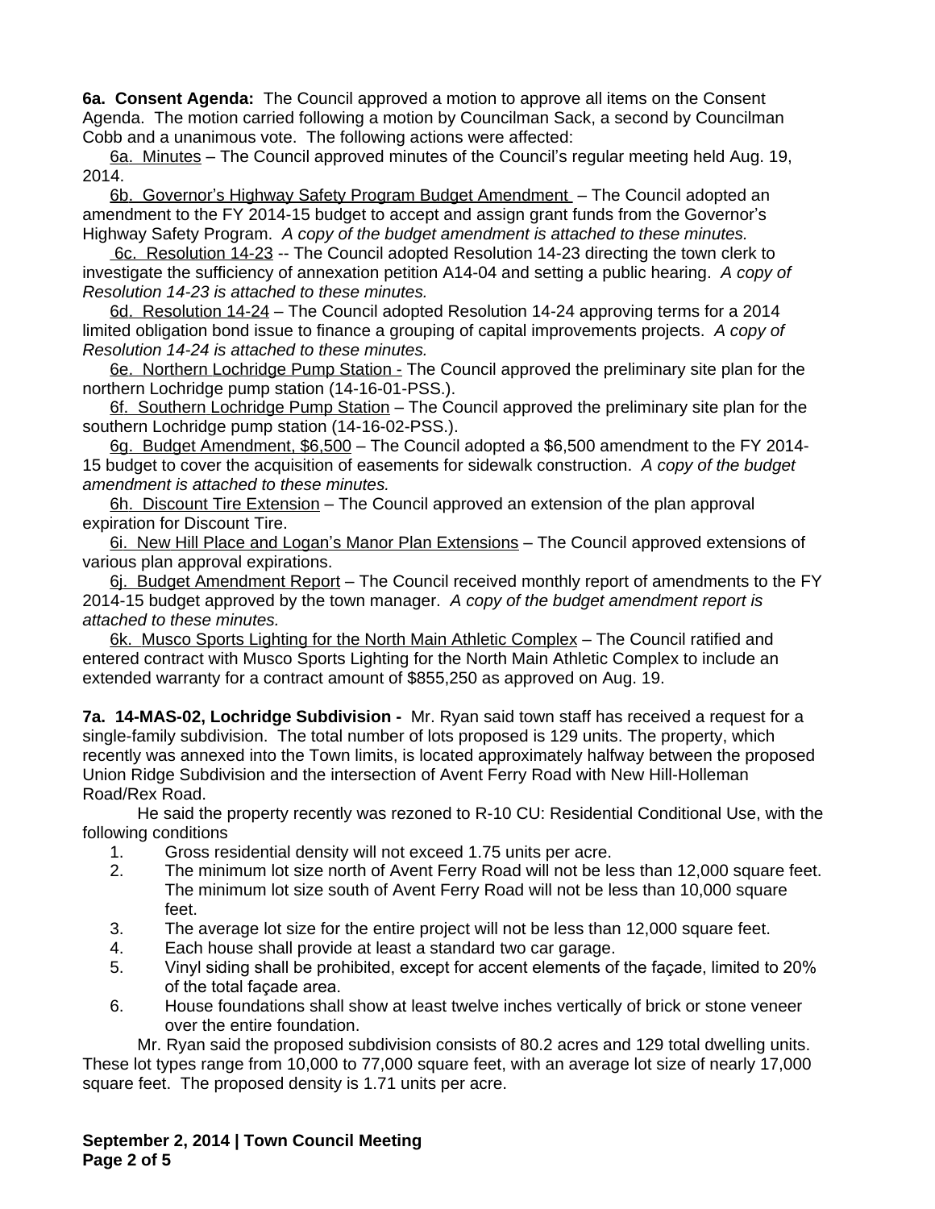**6a. Consent Agenda:** The Council approved a motion to approve all items on the Consent Agenda. The motion carried following a motion by Councilman Sack, a second by Councilman Cobb and a unanimous vote. The following actions were affected:

6a. Minutes – The Council approved minutes of the Council's regular meeting held Aug. 19, 2014.

6b. Governor's Highway Safety Program Budget Amendment – The Council adopted an amendment to the FY 2014-15 budget to accept and assign grant funds from the Governor's Highway Safety Program. *A copy of the budget amendment is attached to these minutes.*

6c. Resolution 14-23 -- The Council adopted Resolution 14-23 directing the town clerk to investigate the sufficiency of annexation petition A14-04 and setting a public hearing. *A copy of Resolution 14-23 is attached to these minutes.*

6d. Resolution 14-24 – The Council adopted Resolution 14-24 approving terms for a 2014 limited obligation bond issue to finance a grouping of capital improvements projects. *A copy of Resolution 14-24 is attached to these minutes.*

6e. Northern Lochridge Pump Station - The Council approved the preliminary site plan for the northern Lochridge pump station (14-16-01-PSS.).

6f. Southern Lochridge Pump Station – The Council approved the preliminary site plan for the southern Lochridge pump station (14-16-02-PSS.).

6g. Budget Amendment, $6,500 – The Council adopted a $6,500 amendment to the FY 2014-15 budget to cover the acquisition of easements for sidewalk construction. *A copy of the budget amendment is attached to these minutes.*

6h. Discount Tire Extension – The Council approved an extension of the plan approval expiration for Discount Tire.

6i. New Hill Place and Logan's Manor Plan Extensions – The Council approved extensions of various plan approval expirations.

6j. Budget Amendment Report – The Council received monthly report of amendments to the FY 2014-15 budget approved by the town manager. *A copy of the budget amendment report is attached to these minutes.*

6k. Musco Sports Lighting for the North Main Athletic Complex – The Council ratified and entered contract with Musco Sports Lighting for the North Main Athletic Complex to include an extended warranty for a contract amount of $855,250 as approved on Aug. 19.

**7a. 14-MAS-02, Lochridge Subdivision -** Mr. Ryan said town staff has received a request for a single-family subdivision. The total number of lots proposed is 129 units. The property, which recently was annexed into the Town limits, is located approximately halfway between the proposed Union Ridge Subdivision and the intersection of Avent Ferry Road with New Hill-Holleman Road/Rex Road.

He said the property recently was rezoned to R-10 CU: Residential Conditional Use, with the following conditions

1. Gross residential density will not exceed 1.75 units per acre.
2. The minimum lot size north of Avent Ferry Road will not be less than 12,000 square feet. The minimum lot size south of Avent Ferry Road will not be less than 10,000 square feet.
3. The average lot size for the entire project will not be less than 12,000 square feet.
4. Each house shall provide at least a standard two car garage.
5. Vinyl siding shall be prohibited, except for accent elements of the façade, limited to 20% of the total façade area.
6. House foundations shall show at least twelve inches vertically of brick or stone veneer over the entire foundation.

Mr. Ryan said the proposed subdivision consists of 80.2 acres and 129 total dwelling units. These lot types range from 10,000 to 77,000 square feet, with an average lot size of nearly 17,000 square feet. The proposed density is 1.71 units per acre.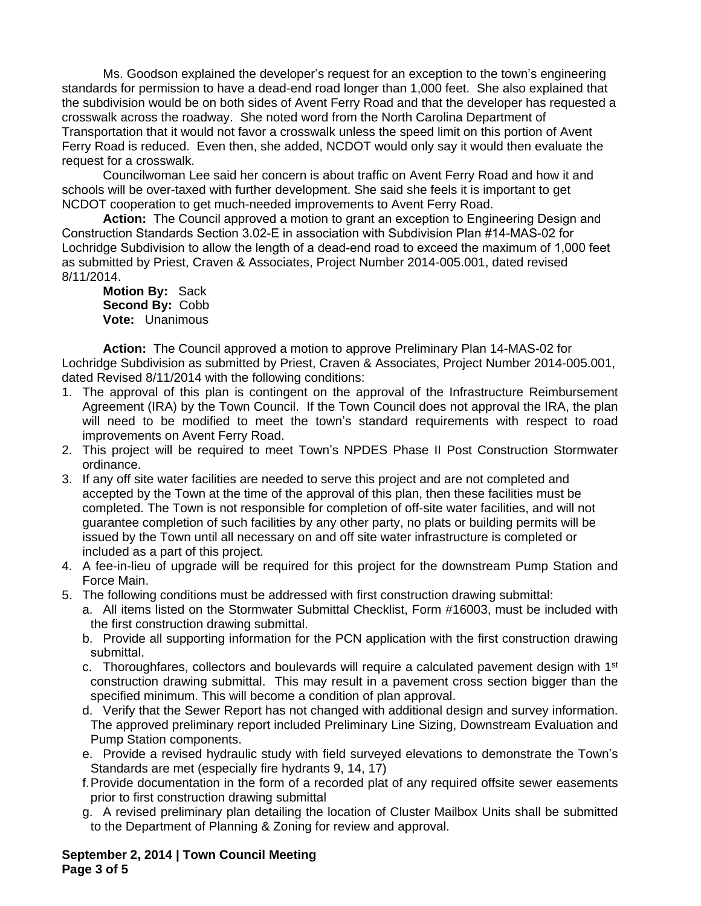Ms. Goodson explained the developer's request for an exception to the town's engineering standards for permission to have a dead-end road longer than 1,000 feet. She also explained that the subdivision would be on both sides of Avent Ferry Road and that the developer has requested a crosswalk across the roadway. She noted word from the North Carolina Department of Transportation that it would not favor a crosswalk unless the speed limit on this portion of Avent Ferry Road is reduced. Even then, she added, NCDOT would only say it would then evaluate the request for a crosswalk.

Councilwoman Lee said her concern is about traffic on Avent Ferry Road and how it and schools will be over-taxed with further development. She said she feels it is important to get NCDOT cooperation to get much-needed improvements to Avent Ferry Road.

**Action:** The Council approved a motion to grant an exception to Engineering Design and Construction Standards Section 3.02-E in association with Subdivision Plan #14-MAS-02 for Lochridge Subdivision to allow the length of a dead-end road to exceed the maximum of 1,000 feet as submitted by Priest, Craven & Associates, Project Number 2014-005.001, dated revised 8/11/2014.

**Motion By:** Sack
**Second By:** Cobb
**Vote:** Unanimous

**Action:** The Council approved a motion to approve Preliminary Plan 14-MAS-02 for Lochridge Subdivision as submitted by Priest, Craven & Associates, Project Number 2014-005.001, dated Revised 8/11/2014 with the following conditions:

1. The approval of this plan is contingent on the approval of the Infrastructure Reimbursement Agreement (IRA) by the Town Council. If the Town Council does not approval the IRA, the plan will need to be modified to meet the town's standard requirements with respect to road improvements on Avent Ferry Road.
2. This project will be required to meet Town's NPDES Phase II Post Construction Stormwater ordinance.
3. If any off site water facilities are needed to serve this project and are not completed and accepted by the Town at the time of the approval of this plan, then these facilities must be completed. The Town is not responsible for completion of off-site water facilities, and will not guarantee completion of such facilities by any other party, no plats or building permits will be issued by the Town until all necessary on and off site water infrastructure is completed or included as a part of this project.
4. A fee-in-lieu of upgrade will be required for this project for the downstream Pump Station and Force Main.
5. The following conditions must be addressed with first construction drawing submittal:
   a. All items listed on the Stormwater Submittal Checklist, Form #16003, must be included with the first construction drawing submittal.
   b. Provide all supporting information for the PCN application with the first construction drawing submittal.
   c. Thoroughfares, collectors and boulevards will require a calculated pavement design with 1st construction drawing submittal. This may result in a pavement cross section bigger than the specified minimum. This will become a condition of plan approval.
   d. Verify that the Sewer Report has not changed with additional design and survey information. The approved preliminary report included Preliminary Line Sizing, Downstream Evaluation and Pump Station components.
   e. Provide a revised hydraulic study with field surveyed elevations to demonstrate the Town's Standards are met (especially fire hydrants 9, 14, 17)
   f. Provide documentation in the form of a recorded plat of any required offsite sewer easements prior to first construction drawing submittal
   g. A revised preliminary plan detailing the location of Cluster Mailbox Units shall be submitted to the Department of Planning & Zoning for review and approval.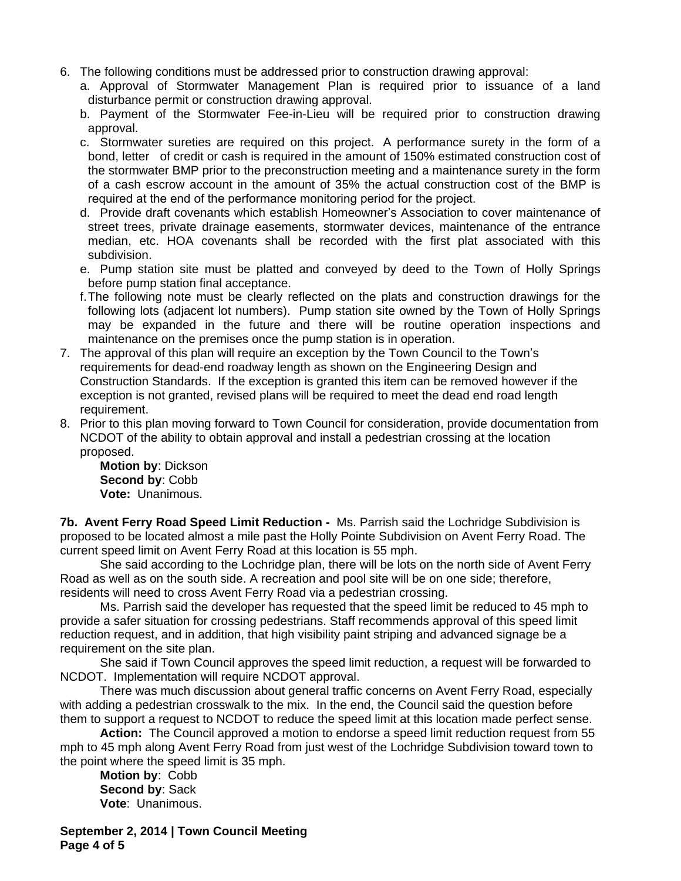6. The following conditions must be addressed prior to construction drawing approval:
   a. Approval of Stormwater Management Plan is required prior to issuance of a land disturbance permit or construction drawing approval.
   b. Payment of the Stormwater Fee-in-Lieu will be required prior to construction drawing approval.
   c. Stormwater sureties are required on this project. A performance surety in the form of a bond, letter of credit or cash is required in the amount of 150% estimated construction cost of the stormwater BMP prior to the preconstruction meeting and a maintenance surety in the form of a cash escrow account in the amount of 35% the actual construction cost of the BMP is required at the end of the performance monitoring period for the project.
   d. Provide draft covenants which establish Homeowner's Association to cover maintenance of street trees, private drainage easements, stormwater devices, maintenance of the entrance median, etc. HOA covenants shall be recorded with the first plat associated with this subdivision.
   e. Pump station site must be platted and conveyed by deed to the Town of Holly Springs before pump station final acceptance.
   f. The following note must be clearly reflected on the plats and construction drawings for the following lots (adjacent lot numbers). Pump station site owned by the Town of Holly Springs may be expanded in the future and there will be routine operation inspections and maintenance on the premises once the pump station is in operation.
7. The approval of this plan will require an exception by the Town Council to the Town's requirements for dead-end roadway length as shown on the Engineering Design and Construction Standards. If the exception is granted this item can be removed however if the exception is not granted, revised plans will be required to meet the dead end road length requirement.
8. Prior to this plan moving forward to Town Council for consideration, provide documentation from NCDOT of the ability to obtain approval and install a pedestrian crossing at the location proposed.

   **Motion by**: Dickson
   **Second by**: Cobb
   **Vote:** Unanimous.

**7b. Avent Ferry Road Speed Limit Reduction -** Ms. Parrish said the Lochridge Subdivision is proposed to be located almost a mile past the Holly Pointe Subdivision on Avent Ferry Road. The current speed limit on Avent Ferry Road at this location is 55 mph.

She said according to the Lochridge plan, there will be lots on the north side of Avent Ferry Road as well as on the south side. A recreation and pool site will be on one side; therefore, residents will need to cross Avent Ferry Road via a pedestrian crossing.

Ms. Parrish said the developer has requested that the speed limit be reduced to 45 mph to provide a safer situation for crossing pedestrians. Staff recommends approval of this speed limit reduction request, and in addition, that high visibility paint striping and advanced signage be a requirement on the site plan.

She said if Town Council approves the speed limit reduction, a request will be forwarded to NCDOT. Implementation will require NCDOT approval.

There was much discussion about general traffic concerns on Avent Ferry Road, especially with adding a pedestrian crosswalk to the mix. In the end, the Council said the question before them to support a request to NCDOT to reduce the speed limit at this location made perfect sense.

**Action:** The Council approved a motion to endorse a speed limit reduction request from 55 mph to 45 mph along Avent Ferry Road from just west of the Lochridge Subdivision toward town to the point where the speed limit is 35 mph.

**Motion by**: Cobb
**Second by**: Sack
**Vote**: Unanimous.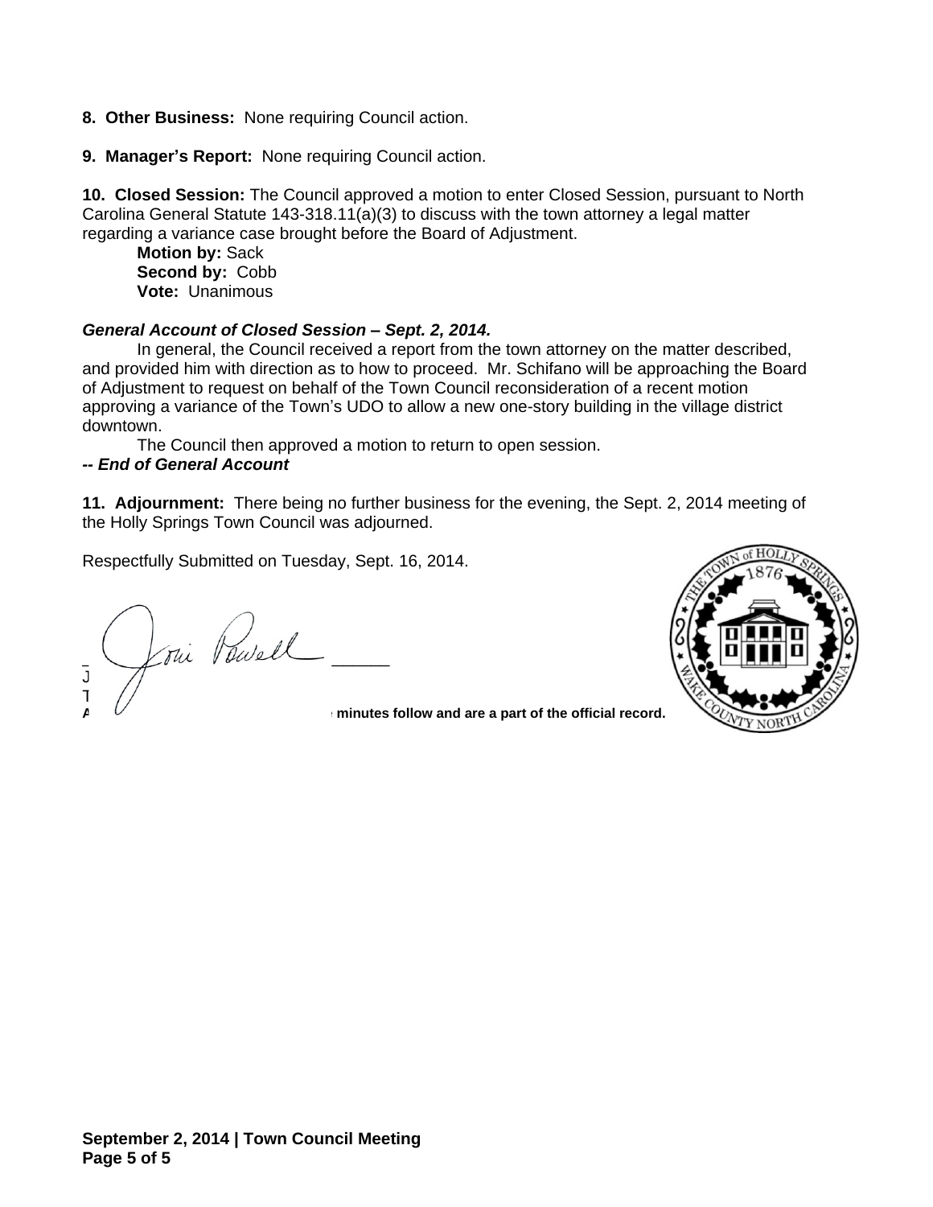**8. Other Business:** None requiring Council action.

**9. Manager's Report:** None requiring Council action.

**10. Closed Session:** The Council approved a motion to enter Closed Session, pursuant to North Carolina General Statute 143-318.11(a)(3) to discuss with the town attorney a legal matter regarding a variance case brought before the Board of Adjustment.

**Motion by:** Sack
**Second by:** Cobb
**Vote:** Unanimous

***General Account of Closed Session – Sept. 2, 2014.***

In general, the Council received a report from the town attorney on the matter described, and provided him with direction as to how to proceed. Mr. Schifano will be approaching the Board of Adjustment to request on behalf of the Town Council reconsideration of a recent motion approving a variance of the Town's UDO to allow a new one-story building in the village district downtown.

The Council then approved a motion to return to open session.

***-- End of General Account***

**11. Adjournment:** There being no further business for the evening, the Sept. 2, 2014 meeting of the Holly Springs Town Council was adjourned.

Respectfully Submitted on Tuesday, Sept. 16, 2014.

_____________________________

J

T

**A minutes follow and are a part of the official record.**